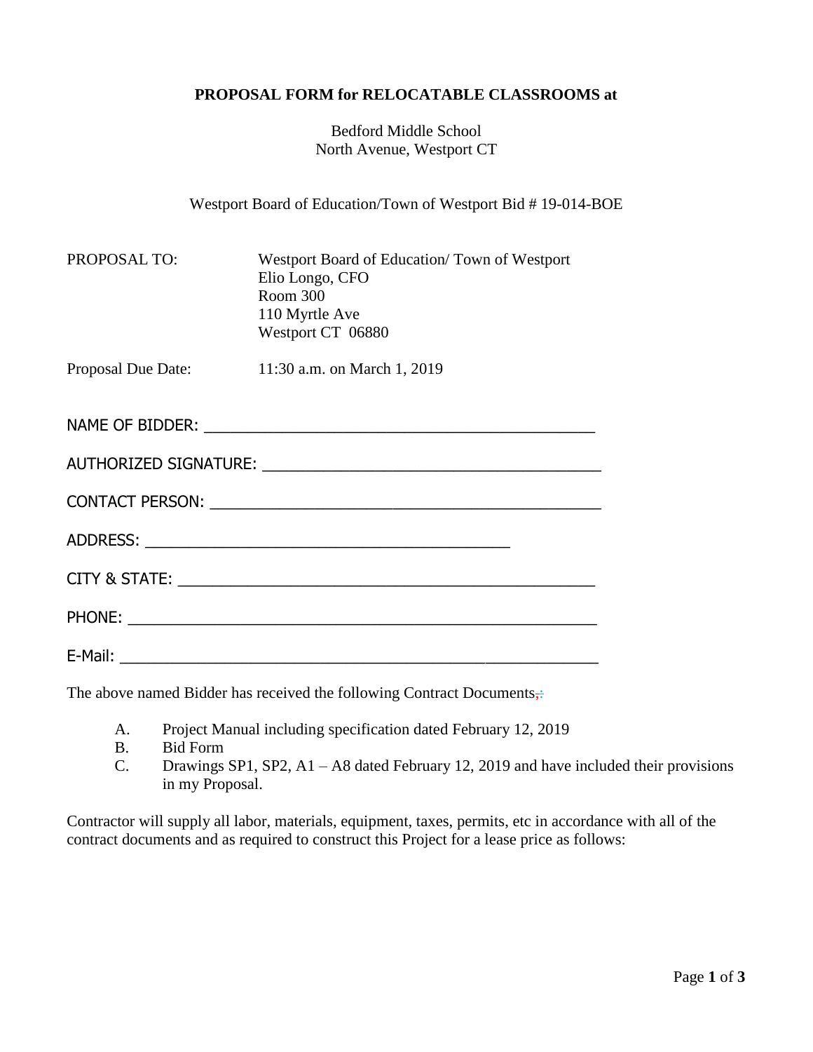**PROPOSAL FORM for RELOCATABLE CLASSROOMS at**

Bedford Middle School
North Avenue, Westport CT

Westport Board of Education/Town of Westport Bid # 19-014-BOE

PROPOSAL TO: Westport Board of Education/ Town of Westport
Elio Longo, CFO
Room 300
110 Myrtle Ave
Westport CT 06880

Proposal Due Date: 11:30 a.m. on March 1, 2019

NAME OF BIDDER: ___________________________________________

AUTHORIZED SIGNATURE: _____________________________________

CONTACT PERSON: __________________________________________

ADDRESS: ________________________________________

CITY & STATE: ______________________________________________

PHONE: ____________________________________________________

E-Mail: ____________________________________________________

The above named Bidder has received the following Contract Documents,:

A. Project Manual including specification dated February 12, 2019
B. Bid Form
C. Drawings SP1, SP2, A1 – A8 dated February 12, 2019 and have included their provisions in my Proposal.

Contractor will supply all labor, materials, equipment, taxes, permits, etc in accordance with all of the contract documents and as required to construct this Project for a lease price as follows: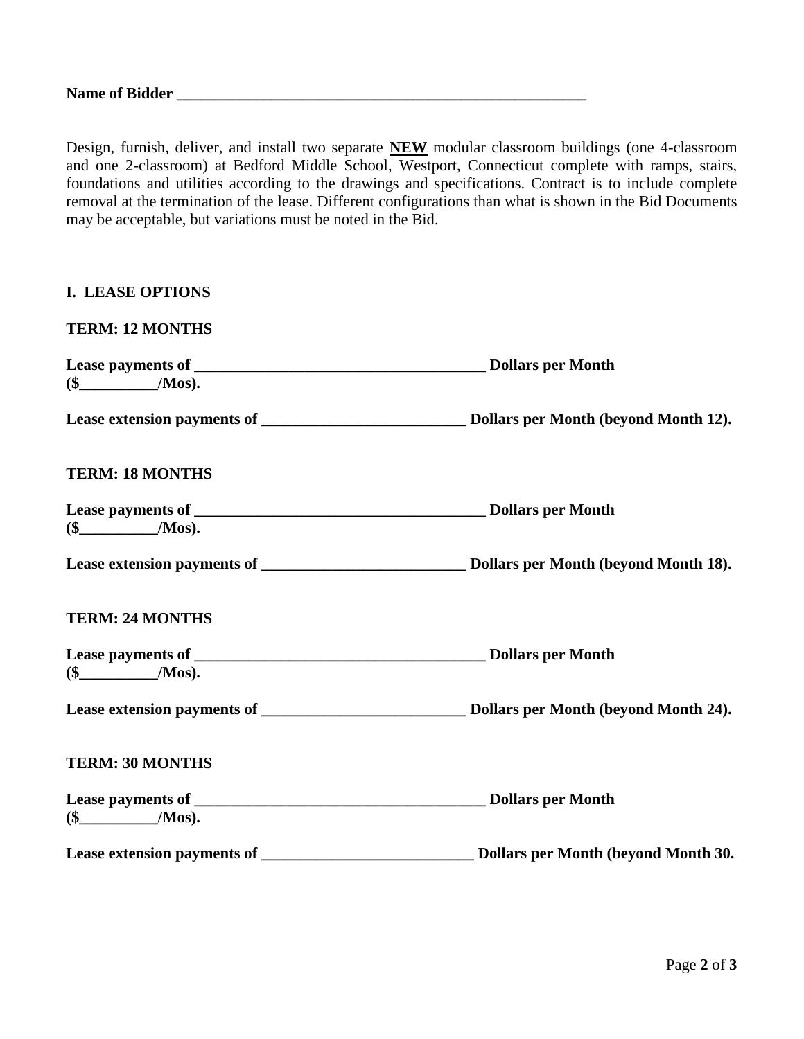**Name of Bidder \_\_\_\_\_\_\_\_\_\_\_\_\_\_\_\_\_\_\_\_\_\_\_\_\_\_\_\_\_\_\_\_\_\_\_\_\_\_\_\_\_\_\_\_\_\_\_\_\_\_\_\_\_\_**

Design, furnish, deliver, and install two separate **NEW** modular classroom buildings (one 4-classroom and one 2-classroom) at Bedford Middle School, Westport, Connecticut complete with ramps, stairs, foundations and utilities according to the drawings and specifications. Contract is to include complete removal at the termination of the lease. Different configurations than what is shown in the Bid Documents may be acceptable, but variations must be noted in the Bid.

## I. LEASE OPTIONS

**TERM: 12 MONTHS**

**Lease payments of \_\_\_\_\_\_\_\_\_\_\_\_\_\_\_\_\_\_\_\_\_\_\_\_\_\_\_\_\_\_\_\_\_\_\_\_\_\_ Dollars per Month ($\_\_\_\_\_\_\_\_\_\_/Mos).**

**Lease extension payments of \_\_\_\_\_\_\_\_\_\_\_\_\_\_\_\_\_\_\_\_\_\_\_\_\_\_\_ Dollars per Month (beyond Month 12).**

**TERM: 18 MONTHS**

**Lease payments of \_\_\_\_\_\_\_\_\_\_\_\_\_\_\_\_\_\_\_\_\_\_\_\_\_\_\_\_\_\_\_\_\_\_\_\_\_\_ Dollars per Month ($\_\_\_\_\_\_\_\_\_\_/Mos).**

**Lease extension payments of \_\_\_\_\_\_\_\_\_\_\_\_\_\_\_\_\_\_\_\_\_\_\_\_\_\_\_ Dollars per Month (beyond Month 18).**

**TERM: 24 MONTHS**

**Lease payments of \_\_\_\_\_\_\_\_\_\_\_\_\_\_\_\_\_\_\_\_\_\_\_\_\_\_\_\_\_\_\_\_\_\_\_\_\_\_ Dollars per Month ($\_\_\_\_\_\_\_\_\_\_/Mos).**

**Lease extension payments of \_\_\_\_\_\_\_\_\_\_\_\_\_\_\_\_\_\_\_\_\_\_\_\_\_\_\_ Dollars per Month (beyond Month 24).**

**TERM: 30 MONTHS**

**Lease payments of \_\_\_\_\_\_\_\_\_\_\_\_\_\_\_\_\_\_\_\_\_\_\_\_\_\_\_\_\_\_\_\_\_\_\_\_\_\_ Dollars per Month ($\_\_\_\_\_\_\_\_\_\_/Mos).**

**Lease extension payments of \_\_\_\_\_\_\_\_\_\_\_\_\_\_\_\_\_\_\_\_\_\_\_\_\_\_\_\_ Dollars per Month (beyond Month 30.**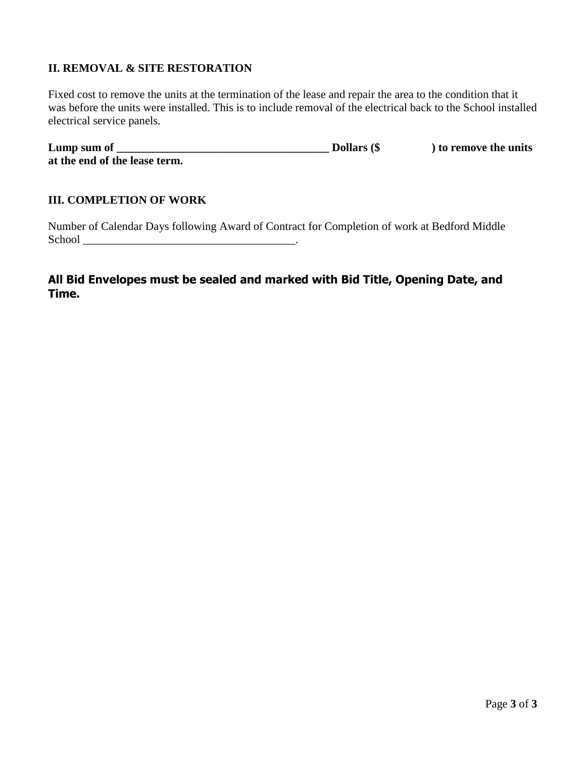## II. REMOVAL & SITE RESTORATION

Fixed cost to remove the units at the termination of the lease and repair the area to the condition that it was before the units were installed. This is to include removal of the electrical back to the School installed electrical service panels.

**Lump sum of _____________________________________ Dollars ($ ) to remove the units at the end of the lease term.**

## III. COMPLETION OF WORK

Number of Calendar Days following Award of Contract for Completion of work at Bedford Middle School _____________________________________.

**All Bid Envelopes must be sealed and marked with Bid Title, Opening Date, and Time.**